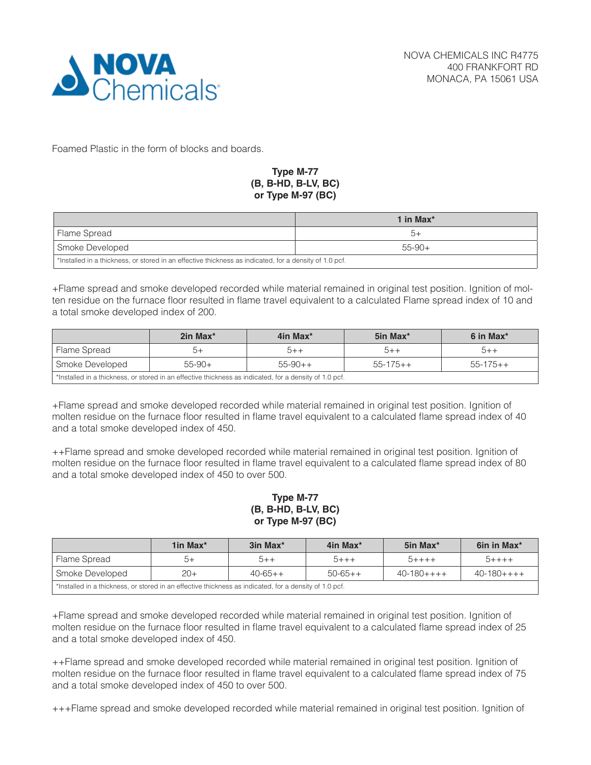NOVA Chemicals

NOVA CHEMICALS INC R4775
400 FRANKFORT RD
MONACA, PA 15061 USA

Foamed Plastic in the form of blocks and boards.

**Type M-77 (B, B-HD, B-LV, BC) or Type M-97 (BC)**

| | 1 in Max* |
|---|---|
| Flame Spread | 5+ |
| Smoke Developed | 55-90+ |
| *Installed in a thickness, or stored in an effective thickness as indicated, for a density of 1.0 pcf. | |

+Flame spread and smoke developed recorded while material remained in original test position. Ignition of molten residue on the furnace floor resulted in flame travel equivalent to a calculated Flame spread index of 10 and a total smoke developed index of 200.

| | 2in Max* | 4in Max* | 5in Max* | 6 in Max* |
|---|---|---|---|---|
| Flame Spread | 5+ | 5++ | 5++ | 5++ |
| Smoke Developed | 55-90+ | 55-90++ | 55-175++ | 55-175++ |
| *Installed in a thickness, or stored in an effective thickness as indicated, for a density of 1.0 pcf. | | | | |

+Flame spread and smoke developed recorded while material remained in original test position. Ignition of molten residue on the furnace floor resulted in flame travel equivalent to a calculated flame spread index of 40 and a total smoke developed index of 450.

++Flame spread and smoke developed recorded while material remained in original test position. Ignition of molten residue on the furnace floor resulted in flame travel equivalent to a calculated flame spread index of 80 and a total smoke developed index of 450 to over 500.

**Type M-77 (B, B-HD, B-LV, BC) or Type M-97 (BC)**

| | 1in Max* | 3in Max* | 4in Max* | 5in Max* | 6in in Max* |
|---|---|---|---|---|---|
| Flame Spread | 5+ | 5++ | 5+++ | 5++++ | 5++++ |
| Smoke Developed | 20+ | 40-65++ | 50-65++ | 40-180++++ | 40-180++++ |
| *Installed in a thickness, or stored in an effective thickness as indicated, for a density of 1.0 pcf. | | | | | |

+Flame spread and smoke developed recorded while material remained in original test position. Ignition of molten residue on the furnace floor resulted in flame travel equivalent to a calculated flame spread index of 25 and a total smoke developed index of 450.

++Flame spread and smoke developed recorded while material remained in original test position. Ignition of molten residue on the furnace floor resulted in flame travel equivalent to a calculated flame spread index of 75 and a total smoke developed index of 450 to over 500.

+++Flame spread and smoke developed recorded while material remained in original test position. Ignition of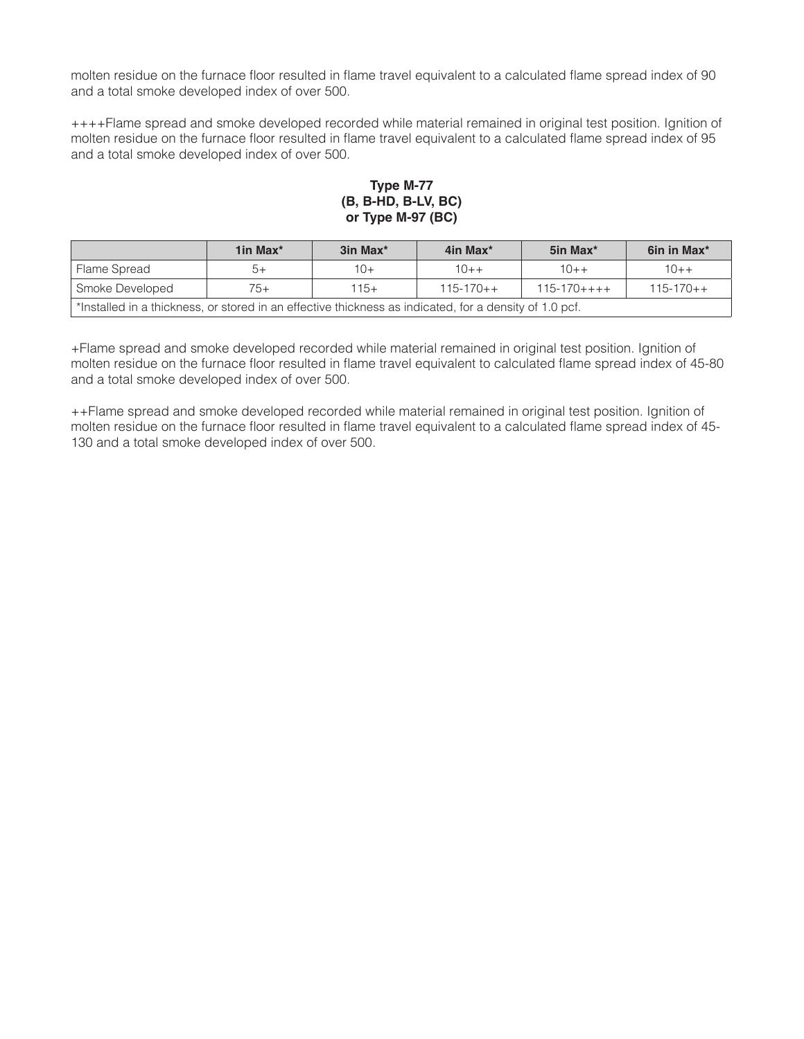molten residue on the furnace floor resulted in flame travel equivalent to a calculated flame spread index of 90 and a total smoke developed index of over 500.

++++Flame spread and smoke developed recorded while material remained in original test position. Ignition of molten residue on the furnace floor resulted in flame travel equivalent to a calculated flame spread index of 95 and a total smoke developed index of over 500.

**Type M-77
(B, B-HD, B-LV, BC)
or Type M-97 (BC)**

| | 1in Max* | 3in Max* | 4in Max* | 5in Max* | 6in in Max* |
|---|---|---|---|---|---|
| Flame Spread | 5+ | 10+ | 10++ | 10++ | 10++ |
| Smoke Developed | 75+ | 115+ | 115-170++ | 115-170++++ | 115-170++ |
| *Installed in a thickness, or stored in an effective thickness as indicated, for a density of 1.0 pcf. | | | | | |

+Flame spread and smoke developed recorded while material remained in original test position. Ignition of molten residue on the furnace floor resulted in flame travel equivalent to calculated flame spread index of 45-80 and a total smoke developed index of over 500.

++Flame spread and smoke developed recorded while material remained in original test position. Ignition of molten residue on the furnace floor resulted in flame travel equivalent to a calculated flame spread index of 45-130 and a total smoke developed index of over 500.